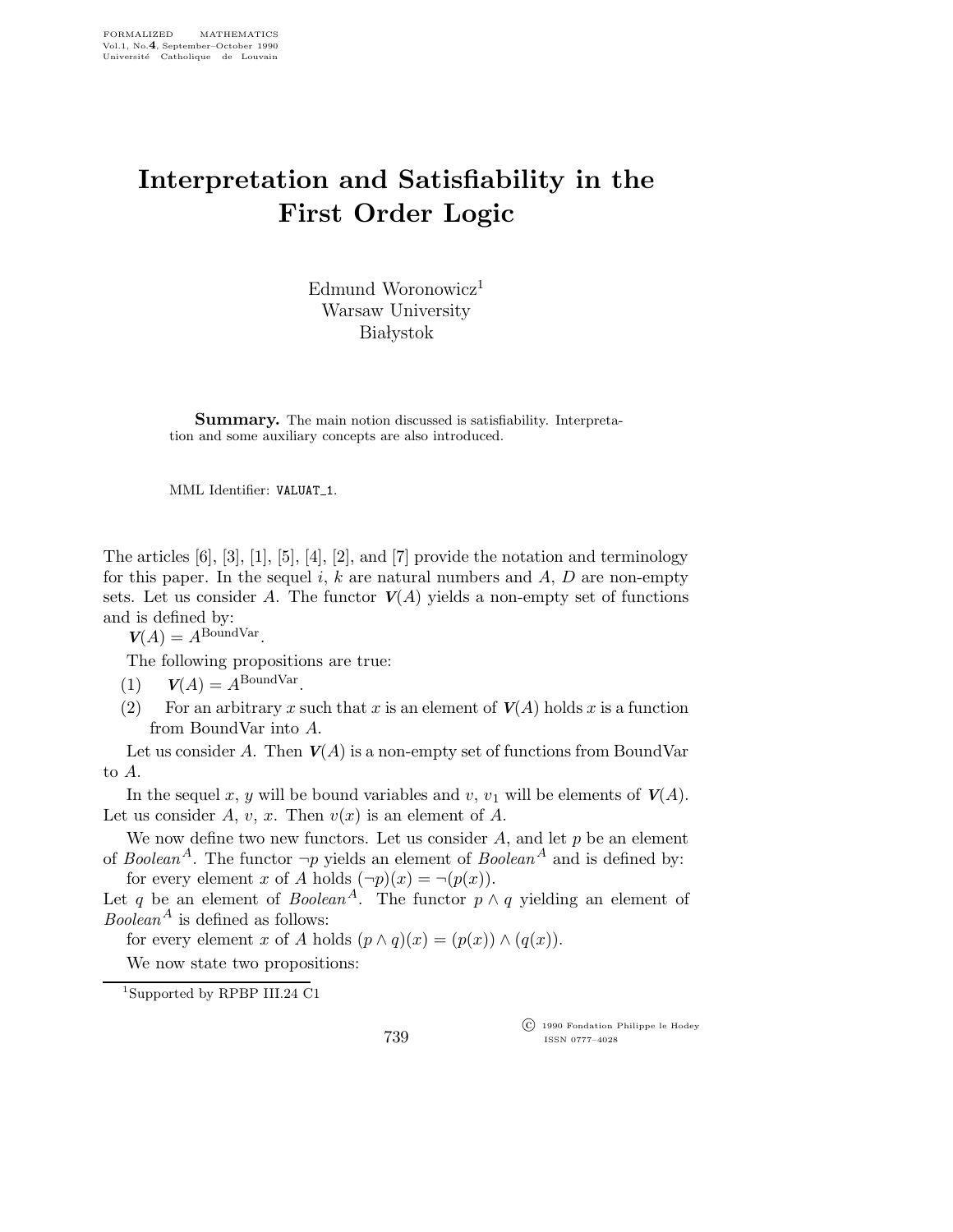# Interpretation and Satisfiability in the First Order Logic

Edmund Woronowicz[1]
Warsaw University
Białystok

**Summary.** The main notion discussed is satisfiability. Interpretation and some auxiliary concepts are also introduced.

MML Identifier: VALUAT_1.

The articles [6], [3], [1], [5], [4], [2], and [7] provide the notation and terminology for this paper. In the sequel $i$, $k$ are natural numbers and $A$, $D$ are non-empty sets. Let us consider $A$. The functor $\boldsymbol{V}(A)$ yields a non-empty set of functions and is defined by:

$\boldsymbol{V}(A) = A^{\mathrm{BoundVar}}$.

The following propositions are true:

(1) $\boldsymbol{V}(A) = A^{\mathrm{BoundVar}}$.

(2) For an arbitrary $x$ such that $x$ is an element of $\boldsymbol{V}(A)$ holds $x$ is a function from BoundVar into $A$.

Let us consider $A$. Then $\boldsymbol{V}(A)$ is a non-empty set of functions from BoundVar to $A$.

In the sequel $x$, $y$ will be bound variables and $v$, $v_1$ will be elements of $\boldsymbol{V}(A)$. Let us consider $A$, $v$, $x$. Then $v(x)$ is an element of $A$.

We now define two new functors. Let us consider $A$, and let $p$ be an element of $\mathit{Boolean}^A$. The functor $\neg p$ yields an element of $\mathit{Boolean}^A$ and is defined by:

for every element $x$ of $A$ holds $(\neg p)(x) = \neg(p(x))$.

Let $q$ be an element of $\mathit{Boolean}^A$. The functor $p \wedge q$ yielding an element of $\mathit{Boolean}^A$ is defined as follows:

for every element $x$ of $A$ holds $(p \wedge q)(x) = (p(x)) \wedge (q(x))$.

We now state two propositions:

[1] Supported by RPBP III.24 C1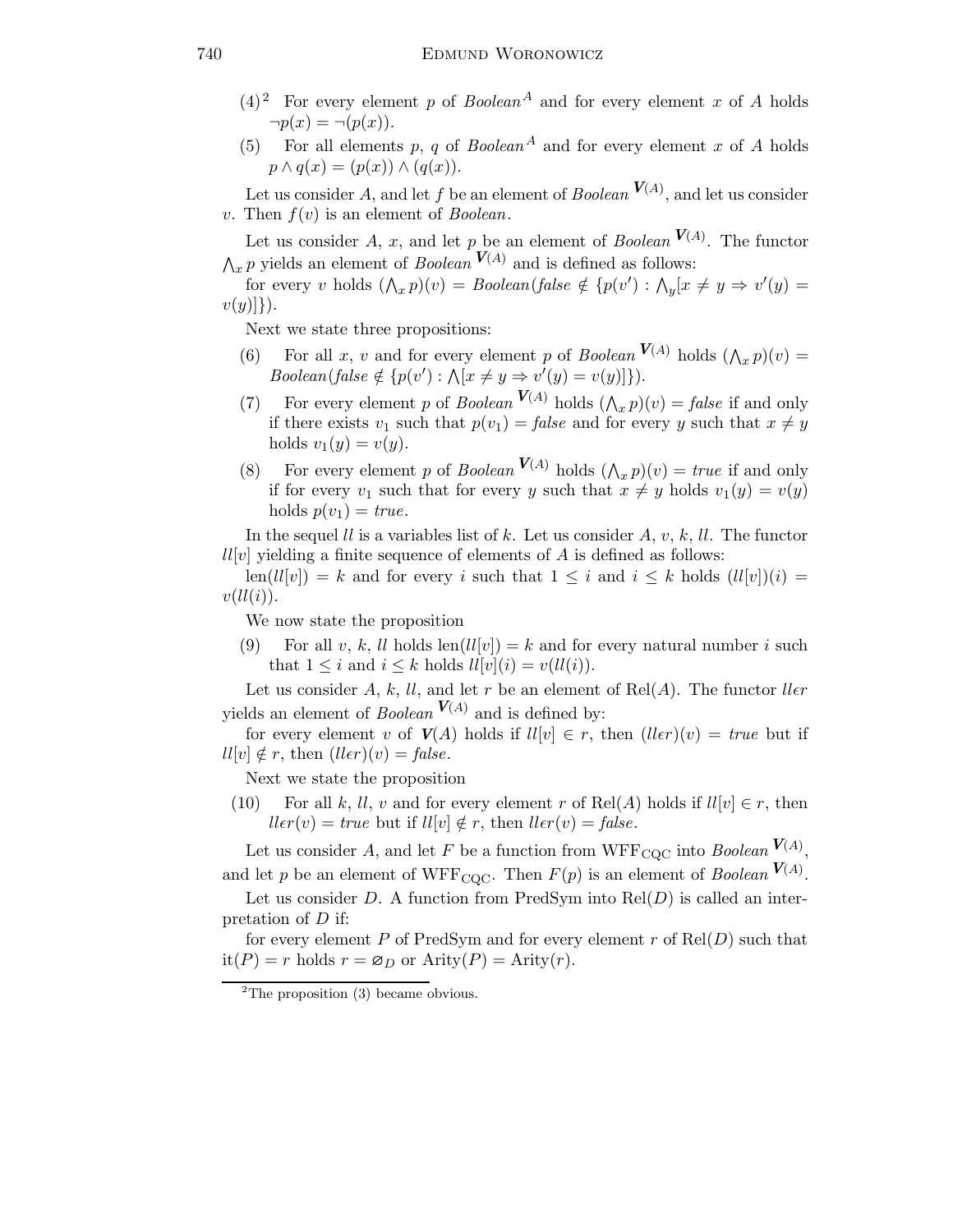(4)[2] For every element $p$ of $Boolean^A$ and for every element $x$ of $A$ holds $\neg p(x) = \neg(p(x))$.

(5) For all elements $p$, $q$ of $Boolean^A$ and for every element $x$ of $A$ holds $p \wedge q(x) = (p(x)) \wedge (q(x))$.

Let us consider $A$, and let $f$ be an element of $Boolean^{\boldsymbol{V}(A)}$, and let us consider $v$. Then $f(v)$ is an element of *Boolean*.

Let us consider $A$, $x$, and let $p$ be an element of $Boolean^{\boldsymbol{V}(A)}$. The functor $\bigwedge_x p$ yields an element of $Boolean^{\boldsymbol{V}(A)}$ and is defined as follows:

for every $v$ holds $(\bigwedge_x p)(v) = Boolean(false \notin \{p(v') : \bigwedge_y [x \neq y \Rightarrow v'(y) = v(y)]\})$.

Next we state three propositions:

(6) For all $x$, $v$ and for every element $p$ of $Boolean^{\boldsymbol{V}(A)}$ holds $(\bigwedge_x p)(v) = Boolean(false \notin \{p(v') : \bigwedge[x \neq y \Rightarrow v'(y) = v(y)]\})$.

(7) For every element $p$ of $Boolean^{\boldsymbol{V}(A)}$ holds $(\bigwedge_x p)(v) = false$ if and only if there exists $v_1$ such that $p(v_1) = false$ and for every $y$ such that $x \neq y$ holds $v_1(y) = v(y)$.

(8) For every element $p$ of $Boolean^{\boldsymbol{V}(A)}$ holds $(\bigwedge_x p)(v) = true$ if and only if for every $v_1$ such that for every $y$ such that $x \neq y$ holds $v_1(y) = v(y)$ holds $p(v_1) = true$.

In the sequel $ll$ is a variables list of $k$. Let us consider $A$, $v$, $k$, $ll$. The functor $ll[v]$ yielding a finite sequence of elements of $A$ is defined as follows:

$\text{len}(ll[v]) = k$ and for every $i$ such that $1 \leq i$ and $i \leq k$ holds $(ll[v])(i) = v(ll(i))$.

We now state the proposition

(9) For all $v$, $k$, $ll$ holds $\text{len}(ll[v]) = k$ and for every natural number $i$ such that $1 \leq i$ and $i \leq k$ holds $ll[v](i) = v(ll(i))$.

Let us consider $A$, $k$, $ll$, and let $r$ be an element of $\text{Rel}(A)$. The functor $ll\epsilon r$ yields an element of $Boolean^{\boldsymbol{V}(A)}$ and is defined by:

for every element $v$ of $\boldsymbol{V}(A)$ holds if $ll[v] \in r$, then $(ll\epsilon r)(v) = true$ but if $ll[v] \notin r$, then $(ll\epsilon r)(v) = false$.

Next we state the proposition

(10) For all $k$, $ll$, $v$ and for every element $r$ of $\text{Rel}(A)$ holds if $ll[v] \in r$, then $ll\epsilon r(v) = true$ but if $ll[v] \notin r$, then $ll\epsilon r(v) = false$.

Let us consider $A$, and let $F$ be a function from $\text{WFF}_{\text{CQC}}$ into $Boolean^{\boldsymbol{V}(A)}$, and let $p$ be an element of $\text{WFF}_{\text{CQC}}$. Then $F(p)$ is an element of $Boolean^{\boldsymbol{V}(A)}$.

Let us consider $D$. A function from PredSym into $\text{Rel}(D)$ is called an interpretation of $D$ if:

for every element $P$ of PredSym and for every element $r$ of $\text{Rel}(D)$ such that $\text{it}(P) = r$ holds $r = \varnothing_D$ or $\text{Arity}(P) = \text{Arity}(r)$.

[2] The proposition (3) became obvious.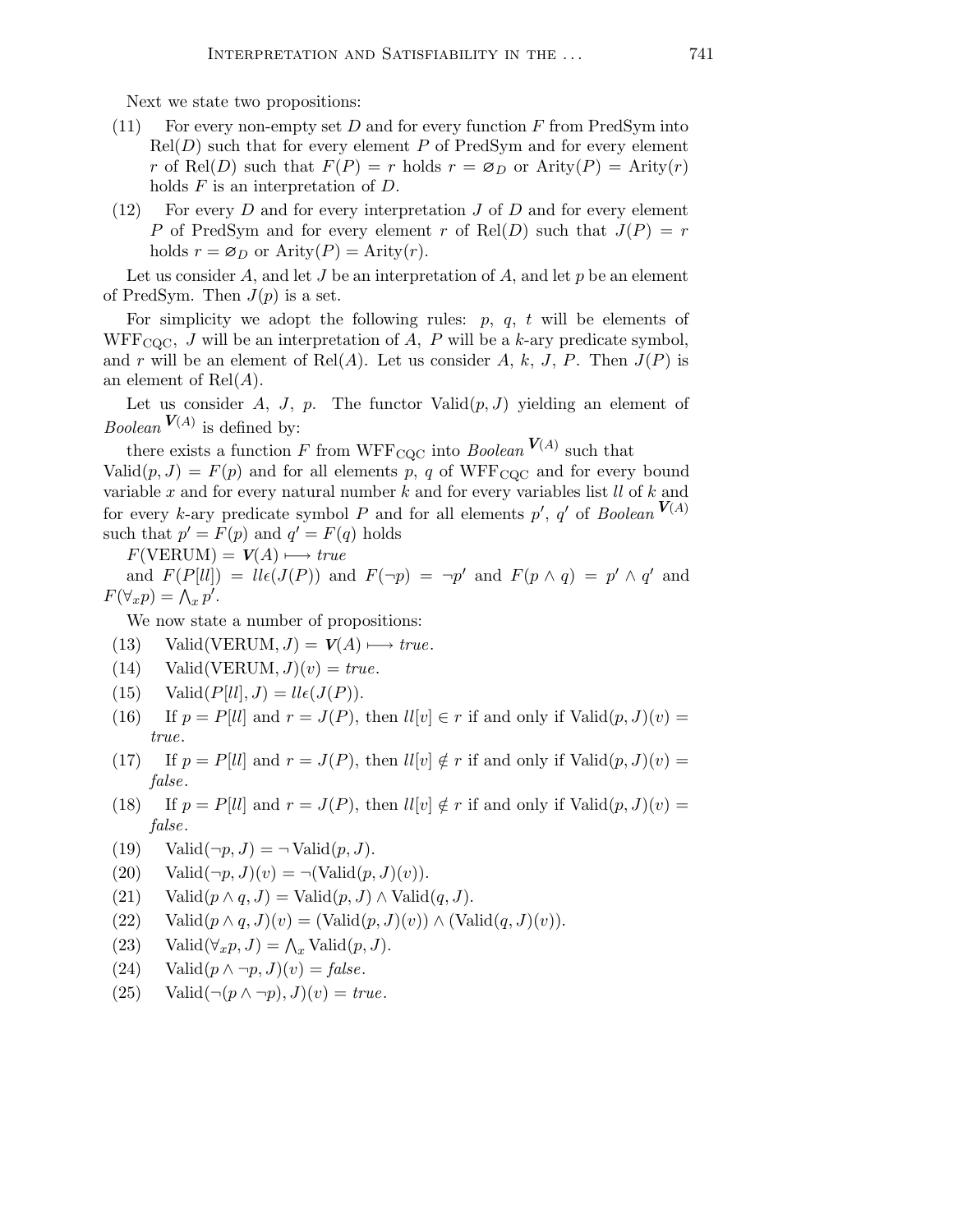Next we state two propositions:

(11) For every non-empty set $D$ and for every function $F$ from PredSym into $\mathrm{Rel}(D)$ such that for every element $P$ of PredSym and for every element $r$ of $\mathrm{Rel}(D)$ such that $F(P) = r$ holds $r = \varnothing_D$ or $\mathrm{Arity}(P) = \mathrm{Arity}(r)$ holds $F$ is an interpretation of $D$.

(12) For every $D$ and for every interpretation $J$ of $D$ and for every element $P$ of PredSym and for every element $r$ of $\mathrm{Rel}(D)$ such that $J(P) = r$ holds $r = \varnothing_D$ or $\mathrm{Arity}(P) = \mathrm{Arity}(r)$.

Let us consider $A$, and let $J$ be an interpretation of $A$, and let $p$ be an element of PredSym. Then $J(p)$ is a set.

For simplicity we adopt the following rules: $p$, $q$, $t$ will be elements of $\mathrm{WFF}_{\mathrm{CQC}}$, $J$ will be an interpretation of $A$, $P$ will be a $k$-ary predicate symbol, and $r$ will be an element of $\mathrm{Rel}(A)$. Let us consider $A$, $k$, $J$, $P$. Then $J(P)$ is an element of $\mathrm{Rel}(A)$.

Let us consider $A$, $J$, $p$. The functor $\mathrm{Valid}(p, J)$ yielding an element of $\mathit{Boolean}^{\boldsymbol{V}(A)}$ is defined by:

there exists a function $F$ from $\mathrm{WFF}_{\mathrm{CQC}}$ into $\mathit{Boolean}^{\boldsymbol{V}(A)}$ such that $\mathrm{Valid}(p, J) = F(p)$ and for all elements $p$, $q$ of $\mathrm{WFF}_{\mathrm{CQC}}$ and for every bound variable $x$ and for every natural number $k$ and for every variables list $ll$ of $k$ and for every $k$-ary predicate symbol $P$ and for all elements $p'$, $q'$ of $\mathit{Boolean}^{\boldsymbol{V}(A)}$ such that $p' = F(p)$ and $q' = F(q)$ holds

$F(\mathrm{VERUM}) = \boldsymbol{V}(A) \longmapsto \mathit{true}$

and $F(P[ll]) = ll\epsilon(J(P))$ and $F(\neg p) = \neg p'$ and $F(p \wedge q) = p' \wedge q'$ and $F(\forall_x p) = \bigwedge_x p'$.

We now state a number of propositions:

(13) $\mathrm{Valid}(\mathrm{VERUM}, J) = \boldsymbol{V}(A) \longmapsto \mathit{true}$.

(14) $\mathrm{Valid}(\mathrm{VERUM}, J)(v) = \mathit{true}$.

(15) $\mathrm{Valid}(P[ll], J) = ll\epsilon(J(P))$.

(16) If $p = P[ll]$ and $r = J(P)$, then $ll[v] \in r$ if and only if $\mathrm{Valid}(p, J)(v) = \mathit{true}$.

(17) If $p = P[ll]$ and $r = J(P)$, then $ll[v] \notin r$ if and only if $\mathrm{Valid}(p, J)(v) = \mathit{false}$.

(18) If $p = P[ll]$ and $r = J(P)$, then $ll[v] \notin r$ if and only if $\mathrm{Valid}(p, J)(v) = \mathit{false}$.

(19) $\mathrm{Valid}(\neg p, J) = \neg \mathrm{Valid}(p, J)$.

(20) $\mathrm{Valid}(\neg p, J)(v) = \neg(\mathrm{Valid}(p, J)(v))$.

(21) $\mathrm{Valid}(p \wedge q, J) = \mathrm{Valid}(p, J) \wedge \mathrm{Valid}(q, J)$.

(22) $\mathrm{Valid}(p \wedge q, J)(v) = (\mathrm{Valid}(p, J)(v)) \wedge (\mathrm{Valid}(q, J)(v))$.

(23) $\mathrm{Valid}(\forall_x p, J) = \bigwedge_x \mathrm{Valid}(p, J)$.

(24) $\mathrm{Valid}(p \wedge \neg p, J)(v) = \mathit{false}$.

(25) $\mathrm{Valid}(\neg(p \wedge \neg p), J)(v) = \mathit{true}$.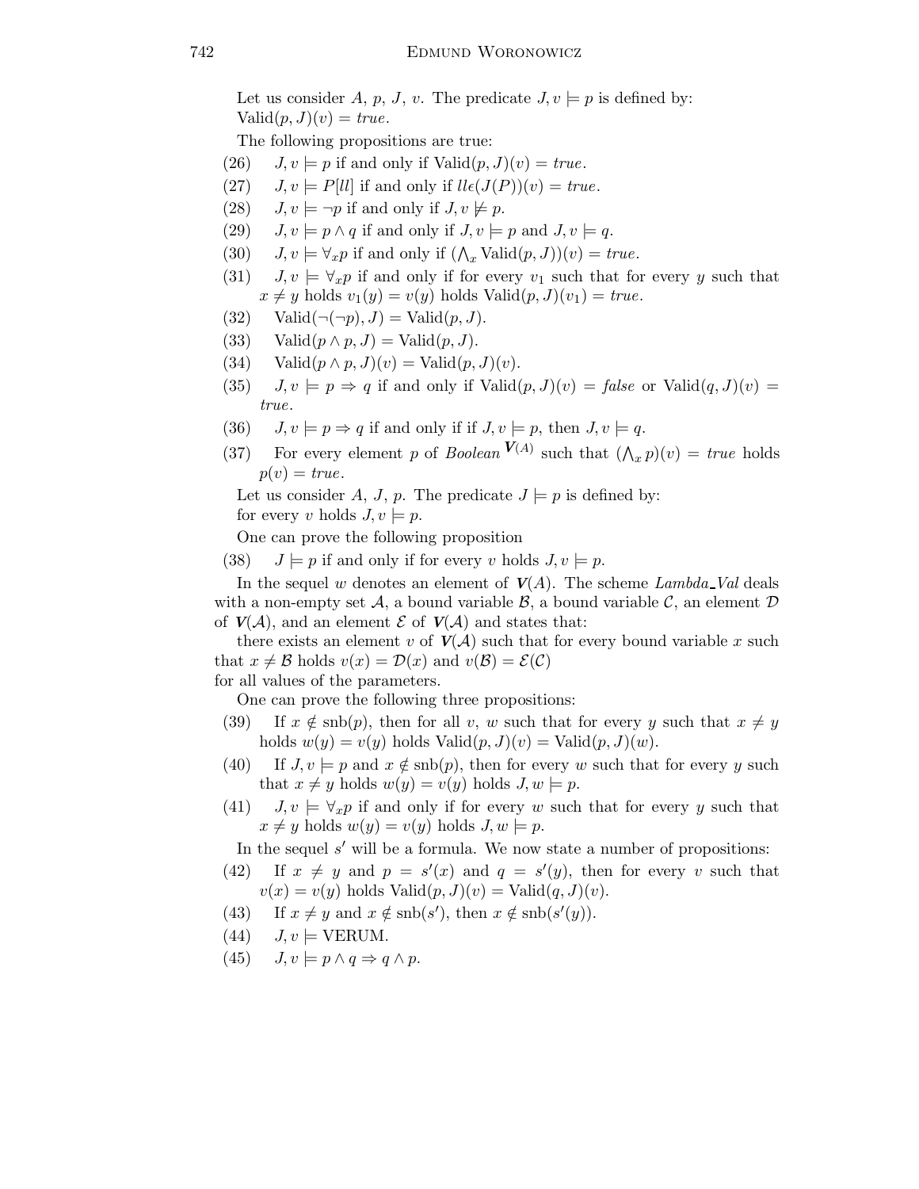Let us consider $A$, $p$, $J$, $v$. The predicate $J, v \models p$ is defined by:
$\mathrm{Valid}(p, J)(v) = \mathit{true}$.

The following propositions are true:

(26) $J, v \models p$ if and only if $\mathrm{Valid}(p, J)(v) = \mathit{true}$.

(27) $J, v \models P[ll]$ if and only if $ll\epsilon(J(P))(v) = \mathit{true}$.

(28) $J, v \models \neg p$ if and only if $J, v \not\models p$.

(29) $J, v \models p \wedge q$ if and only if $J, v \models p$ and $J, v \models q$.

(30) $J, v \models \forall_x p$ if and only if $(\bigwedge_x \mathrm{Valid}(p, J))(v) = \mathit{true}$.

(31) $J, v \models \forall_x p$ if and only if for every $v_1$ such that for every $y$ such that $x \neq y$ holds $v_1(y) = v(y)$ holds $\mathrm{Valid}(p, J)(v_1) = \mathit{true}$.

(32) $\mathrm{Valid}(\neg(\neg p), J) = \mathrm{Valid}(p, J)$.

(33) $\mathrm{Valid}(p \wedge p, J) = \mathrm{Valid}(p, J)$.

(34) $\mathrm{Valid}(p \wedge p, J)(v) = \mathrm{Valid}(p, J)(v)$.

(35) $J, v \models p \Rightarrow q$ if and only if $\mathrm{Valid}(p, J)(v) = \mathit{false}$ or $\mathrm{Valid}(q, J)(v) = \mathit{true}$.

(36) $J, v \models p \Rightarrow q$ if and only if if $J, v \models p$, then $J, v \models q$.

(37) For every element $p$ of $\mathit{Boolean}^{\boldsymbol{V}(A)}$ such that $(\bigwedge_x p)(v) = \mathit{true}$ holds $p(v) = \mathit{true}$.

Let us consider $A$, $J$, $p$. The predicate $J \models p$ is defined by:
for every $v$ holds $J, v \models p$.

One can prove the following proposition

(38) $J \models p$ if and only if for every $v$ holds $J, v \models p$.

In the sequel $w$ denotes an element of $\boldsymbol{V}(A)$. The scheme *Lambda_Val* deals with a non-empty set $\mathcal{A}$, a bound variable $\mathcal{B}$, a bound variable $\mathcal{C}$, an element $\mathcal{D}$ of $\boldsymbol{V}(\mathcal{A})$, and an element $\mathcal{E}$ of $\boldsymbol{V}(\mathcal{A})$ and states that:

there exists an element $v$ of $\boldsymbol{V}(\mathcal{A})$ such that for every bound variable $x$ such that $x \neq \mathcal{B}$ holds $v(x) = \mathcal{D}(x)$ and $v(\mathcal{B}) = \mathcal{E}(\mathcal{C})$
for all values of the parameters.

One can prove the following three propositions:

(39) If $x \notin \mathrm{snb}(p)$, then for all $v$, $w$ such that for every $y$ such that $x \neq y$ holds $w(y) = v(y)$ holds $\mathrm{Valid}(p, J)(v) = \mathrm{Valid}(p, J)(w)$.

(40) If $J, v \models p$ and $x \notin \mathrm{snb}(p)$, then for every $w$ such that for every $y$ such that $x \neq y$ holds $w(y) = v(y)$ holds $J, w \models p$.

(41) $J, v \models \forall_x p$ if and only if for every $w$ such that for every $y$ such that $x \neq y$ holds $w(y) = v(y)$ holds $J, w \models p$.

In the sequel $s'$ will be a formula. We now state a number of propositions:

(42) If $x \neq y$ and $p = s'(x)$ and $q = s'(y)$, then for every $v$ such that $v(x) = v(y)$ holds $\mathrm{Valid}(p, J)(v) = \mathrm{Valid}(q, J)(v)$.

(43) If $x \neq y$ and $x \notin \mathrm{snb}(s')$, then $x \notin \mathrm{snb}(s'(y))$.

(44) $J, v \models \mathrm{VERUM}$.

(45) $J, v \models p \wedge q \Rightarrow q \wedge p$.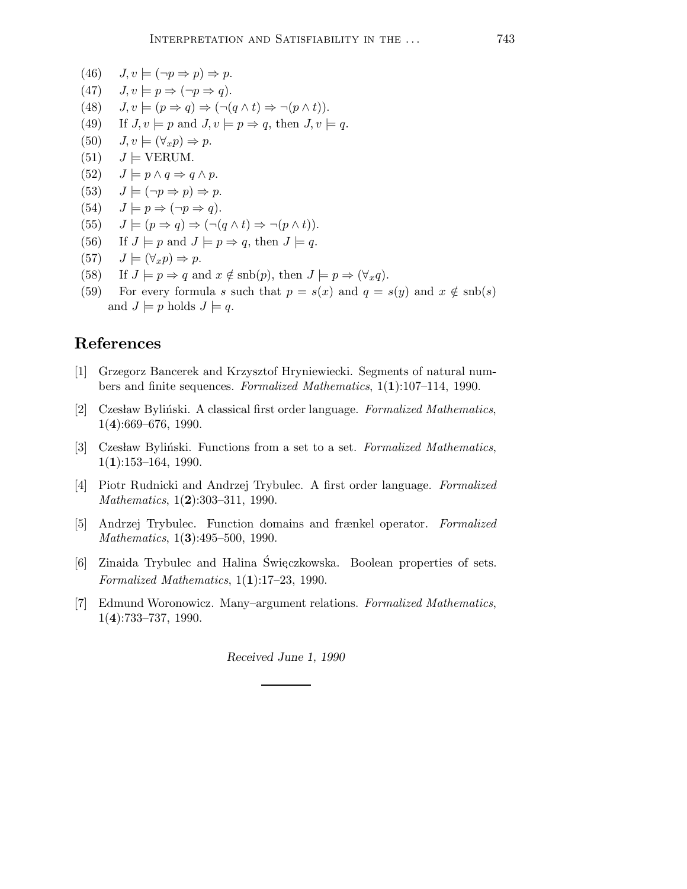(46) $J, v \models (\neg p \Rightarrow p) \Rightarrow p$.

(47) $J, v \models p \Rightarrow (\neg p \Rightarrow q)$.

(48) $J, v \models (p \Rightarrow q) \Rightarrow (\neg(q \wedge t) \Rightarrow \neg(p \wedge t))$.

(49) If $J, v \models p$ and $J, v \models p \Rightarrow q$, then $J, v \models q$.

(50) $J, v \models (\forall_x p) \Rightarrow p$.

(51) $J \models$ VERUM.

(52) $J \models p \wedge q \Rightarrow q \wedge p$.

(53) $J \models (\neg p \Rightarrow p) \Rightarrow p$.

(54) $J \models p \Rightarrow (\neg p \Rightarrow q)$.

(55) $J \models (p \Rightarrow q) \Rightarrow (\neg(q \wedge t) \Rightarrow \neg(p \wedge t))$.

(56) If $J \models p$ and $J \models p \Rightarrow q$, then $J \models q$.

(57) $J \models (\forall_x p) \Rightarrow p$.

(58) If $J \models p \Rightarrow q$ and $x \notin \mathrm{snb}(p)$, then $J \models p \Rightarrow (\forall_x q)$.

(59) For every formula $s$ such that $p = s(x)$ and $q = s(y)$ and $x \notin \mathrm{snb}(s)$ and $J \models p$ holds $J \models q$.

## References

[1] Grzegorz Bancerek and Krzysztof Hryniewiecki. Segments of natural numbers and finite sequences. *Formalized Mathematics*, 1(**1**):107–114, 1990.

[2] Czesław Byliński. A classical first order language. *Formalized Mathematics*, 1(**4**):669–676, 1990.

[3] Czesław Byliński. Functions from a set to a set. *Formalized Mathematics*, 1(**1**):153–164, 1990.

[4] Piotr Rudnicki and Andrzej Trybulec. A first order language. *Formalized Mathematics*, 1(**2**):303–311, 1990.

[5] Andrzej Trybulec. Function domains and frænkel operator. *Formalized Mathematics*, 1(**3**):495–500, 1990.

[6] Zinaida Trybulec and Halina Święczkowska. Boolean properties of sets. *Formalized Mathematics*, 1(**1**):17–23, 1990.

[7] Edmund Woronowicz. Many–argument relations. *Formalized Mathematics*, 1(**4**):733–737, 1990.

*Received June 1, 1990*